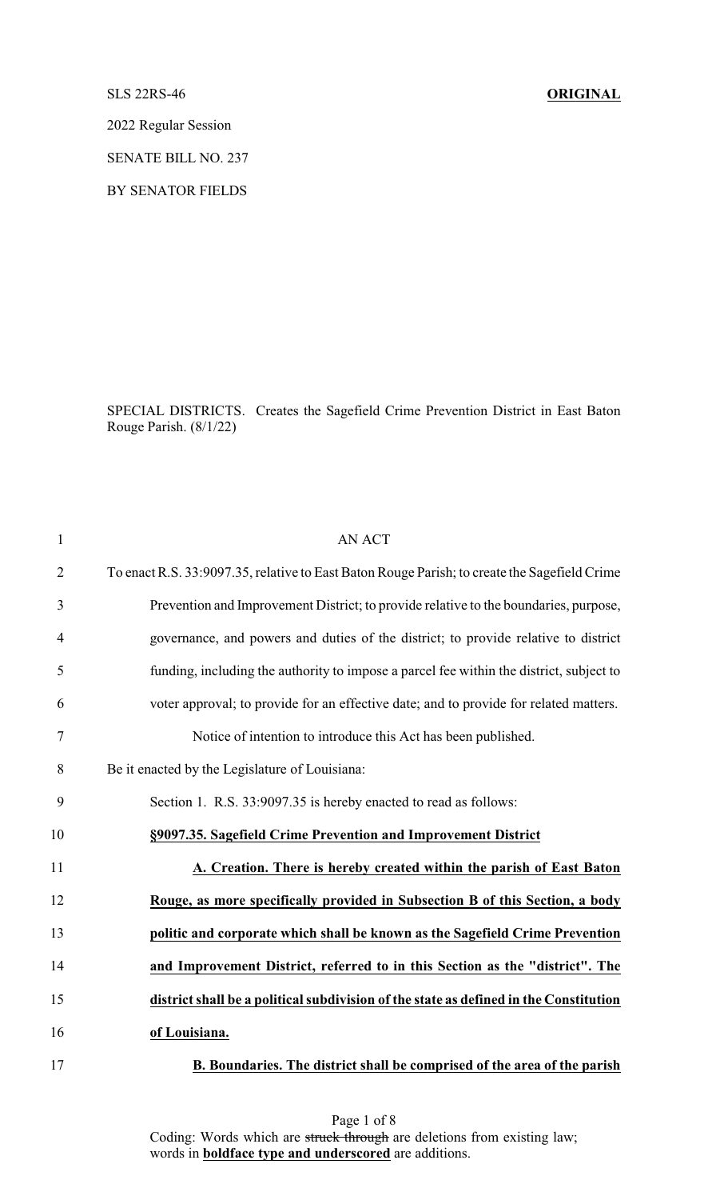SLS 22RS-46 **ORIGINAL**

2022 Regular Session

SENATE BILL NO. 237

BY SENATOR FIELDS

SPECIAL DISTRICTS. Creates the Sagefield Crime Prevention District in East Baton Rouge Parish. (8/1/22)

AN ACT

To enact R.S. 33:9097.35, relative to East Baton Rouge Parish; to create the Sagefield Crime Prevention and Improvement District; to provide relative to the boundaries, purpose, governance, and powers and duties of the district; to provide relative to district funding, including the authority to impose a parcel fee within the district, subject to voter approval; to provide for an effective date; and to provide for related matters.

Notice of intention to introduce this Act has been published.

Be it enacted by the Legislature of Louisiana:

Section 1. R.S. 33:9097.35 is hereby enacted to read as follows:

**§9097.35. Sagefield Crime Prevention and Improvement District**

**A. Creation. There is hereby created within the parish of East Baton Rouge, as more specifically provided in Subsection B of this Section, a body politic and corporate which shall be known as the Sagefield Crime Prevention and Improvement District, referred to in this Section as the "district". The district shall be a political subdivision of the state as defined in the Constitution of Louisiana.**

**B. Boundaries. The district shall be comprised of the area of the parish**

Coding: Words which are ~~struck through~~ are deletions from existing law; words in **boldface type and underscored** are additions.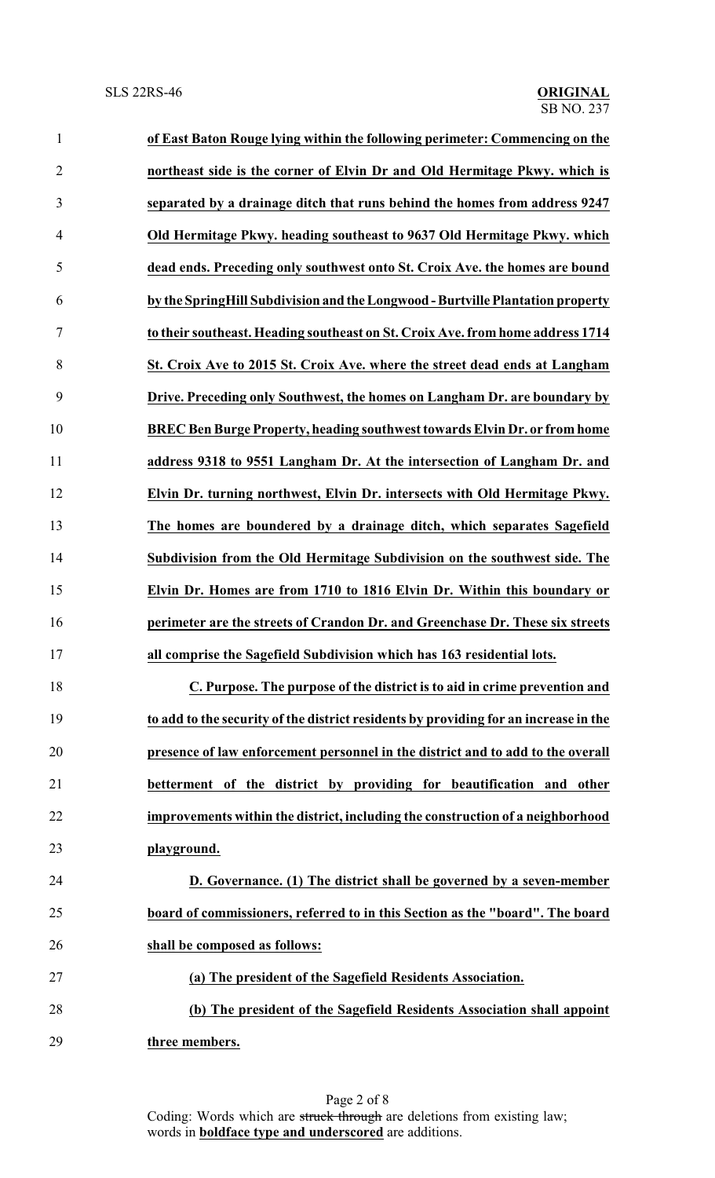**of East Baton Rouge lying within the following perimeter: Commencing on the northeast side is the corner of Elvin Dr and Old Hermitage Pkwy. which is separated by a drainage ditch that runs behind the homes from address 9247 Old Hermitage Pkwy. heading southeast to 9637 Old Hermitage Pkwy. which dead ends. Preceding only southwest onto St. Croix Ave. the homes are bound by the SpringHill Subdivision and the Longwood - Burtville Plantation property to their southeast. Heading southeast on St. Croix Ave. from home address 1714 St. Croix Ave to 2015 St. Croix Ave. where the street dead ends at Langham Drive. Preceding only Southwest, the homes on Langham Dr. are boundary by BREC Ben Burge Property, heading southwest towards Elvin Dr. or from home address 9318 to 9551 Langham Dr. At the intersection of Langham Dr. and Elvin Dr. turning northwest, Elvin Dr. intersects with Old Hermitage Pkwy. The homes are boundered by a drainage ditch, which separates Sagefield Subdivision from the Old Hermitage Subdivision on the southwest side. The Elvin Dr. Homes are from 1710 to 1816 Elvin Dr. Within this boundary or perimeter are the streets of Crandon Dr. and Greenchase Dr. These six streets all comprise the Sagefield Subdivision which has 163 residential lots.**

**C. Purpose. The purpose of the district is to aid in crime prevention and to add to the security of the district residents by providing for an increase in the presence of law enforcement personnel in the district and to add to the overall betterment of the district by providing for beautification and other improvements within the district, including the construction of a neighborhood playground.**

**D. Governance. (1) The district shall be governed by a seven-member board of commissioners, referred to in this Section as the "board". The board shall be composed as follows:**

**(a) The president of the Sagefield Residents Association.**

**(b) The president of the Sagefield Residents Association shall appoint three members.**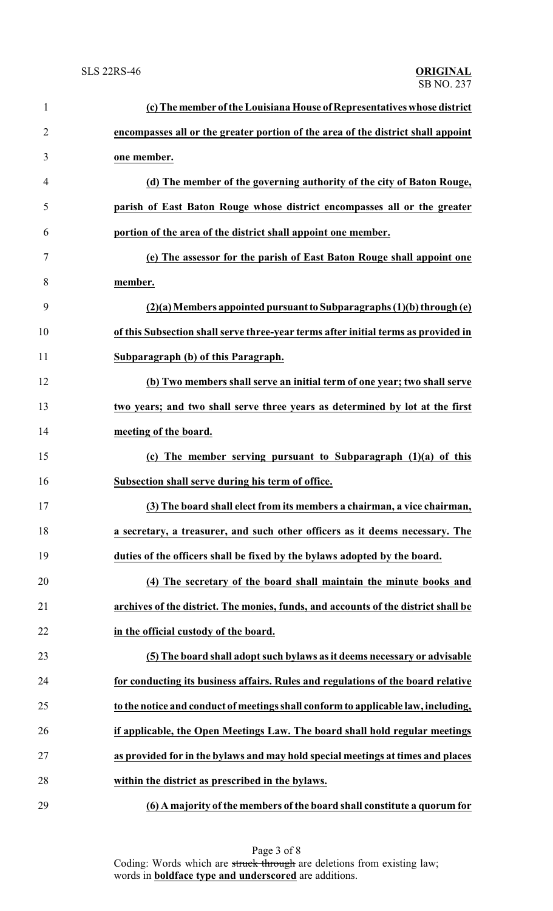**(c) The member of the Louisiana House of Representatives whose district encompasses all or the greater portion of the area of the district shall appoint one member.**

**(d) The member of the governing authority of the city of Baton Rouge, parish of East Baton Rouge whose district encompasses all or the greater portion of the area of the district shall appoint one member.**

**(e) The assessor for the parish of East Baton Rouge shall appoint one member.**

**(2)(a) Members appointed pursuant to Subparagraphs (1)(b) through (e) of this Subsection shall serve three-year terms after initial terms as provided in Subparagraph (b) of this Paragraph.**

**(b) Two members shall serve an initial term of one year; two shall serve two years; and two shall serve three years as determined by lot at the first meeting of the board.**

**(c) The member serving pursuant to Subparagraph (1)(a) of this Subsection shall serve during his term of office.**

**(3) The board shall elect from its members a chairman, a vice chairman, a secretary, a treasurer, and such other officers as it deems necessary. The duties of the officers shall be fixed by the bylaws adopted by the board.**

**(4) The secretary of the board shall maintain the minute books and archives of the district. The monies, funds, and accounts of the district shall be in the official custody of the board.**

**(5) The board shall adopt such bylaws as it deems necessary or advisable for conducting its business affairs. Rules and regulations of the board relative to the notice and conduct of meetings shall conform to applicable law, including, if applicable, the Open Meetings Law. The board shall hold regular meetings as provided for in the bylaws and may hold special meetings at times and places within the district as prescribed in the bylaws.**

**(6) A majority of the members of the board shall constitute a quorum for**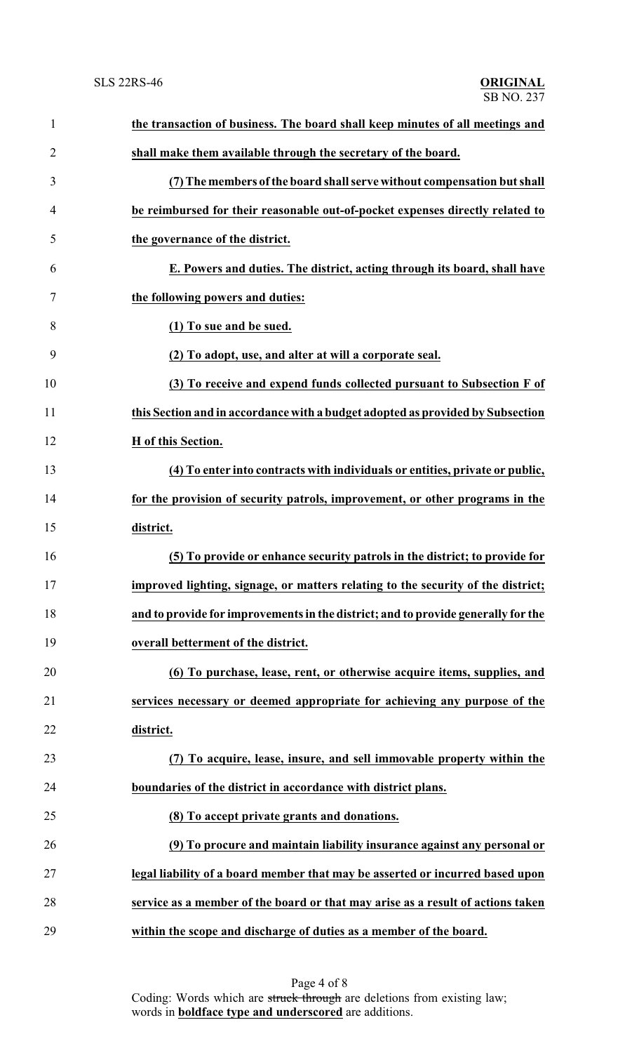**the transaction of business. The board shall keep minutes of all meetings and shall make them available through the secretary of the board.**

**(7) The members of the board shall serve without compensation but shall be reimbursed for their reasonable out-of-pocket expenses directly related to the governance of the district.**

**E. Powers and duties. The district, acting through its board, shall have the following powers and duties:**

**(1) To sue and be sued.**

**(2) To adopt, use, and alter at will a corporate seal.**

**(3) To receive and expend funds collected pursuant to Subsection F of this Section and in accordance with a budget adopted as provided by Subsection H of this Section.**

**(4) To enter into contracts with individuals or entities, private or public, for the provision of security patrols, improvement, or other programs in the district.**

**(5) To provide or enhance security patrols in the district; to provide for improved lighting, signage, or matters relating to the security of the district; and to provide for improvements in the district; and to provide generally for the overall betterment of the district.**

**(6) To purchase, lease, rent, or otherwise acquire items, supplies, and services necessary or deemed appropriate for achieving any purpose of the district.**

**(7) To acquire, lease, insure, and sell immovable property within the boundaries of the district in accordance with district plans.**

**(8) To accept private grants and donations.**

**(9) To procure and maintain liability insurance against any personal or legal liability of a board member that may be asserted or incurred based upon service as a member of the board or that may arise as a result of actions taken within the scope and discharge of duties as a member of the board.**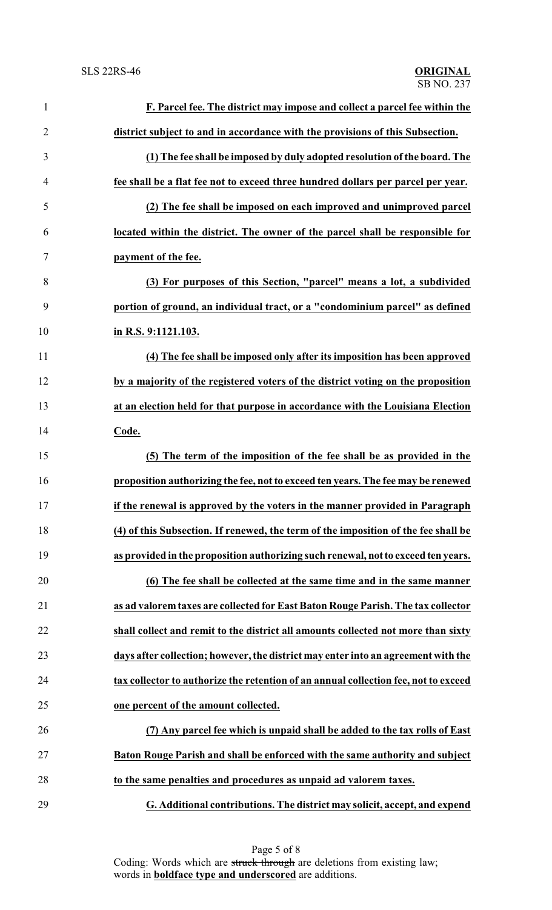**F. Parcel fee. The district may impose and collect a parcel fee within the district subject to and in accordance with the provisions of this Subsection.**

**(1) The fee shall be imposed by duly adopted resolution of the board. The fee shall be a flat fee not to exceed three hundred dollars per parcel per year.**

**(2) The fee shall be imposed on each improved and unimproved parcel located within the district. The owner of the parcel shall be responsible for payment of the fee.**

**(3) For purposes of this Section, "parcel" means a lot, a subdivided portion of ground, an individual tract, or a "condominium parcel" as defined in R.S. 9:1121.103.**

**(4) The fee shall be imposed only after its imposition has been approved by a majority of the registered voters of the district voting on the proposition at an election held for that purpose in accordance with the Louisiana Election Code.**

**(5) The term of the imposition of the fee shall be as provided in the proposition authorizing the fee, not to exceed ten years. The fee may be renewed if the renewal is approved by the voters in the manner provided in Paragraph (4) of this Subsection. If renewed, the term of the imposition of the fee shall be as provided in the proposition authorizing such renewal, not to exceed ten years.**

**(6) The fee shall be collected at the same time and in the same manner as ad valorem taxes are collected for East Baton Rouge Parish. The tax collector shall collect and remit to the district all amounts collected not more than sixty days after collection; however, the district may enter into an agreement with the tax collector to authorize the retention of an annual collection fee, not to exceed one percent of the amount collected.**

**(7) Any parcel fee which is unpaid shall be added to the tax rolls of East Baton Rouge Parish and shall be enforced with the same authority and subject to the same penalties and procedures as unpaid ad valorem taxes.**

**G. Additional contributions. The district may solicit, accept, and expend**

Coding: Words which are ~~struck through~~ are deletions from existing law; words in **boldface type and underscored** are additions.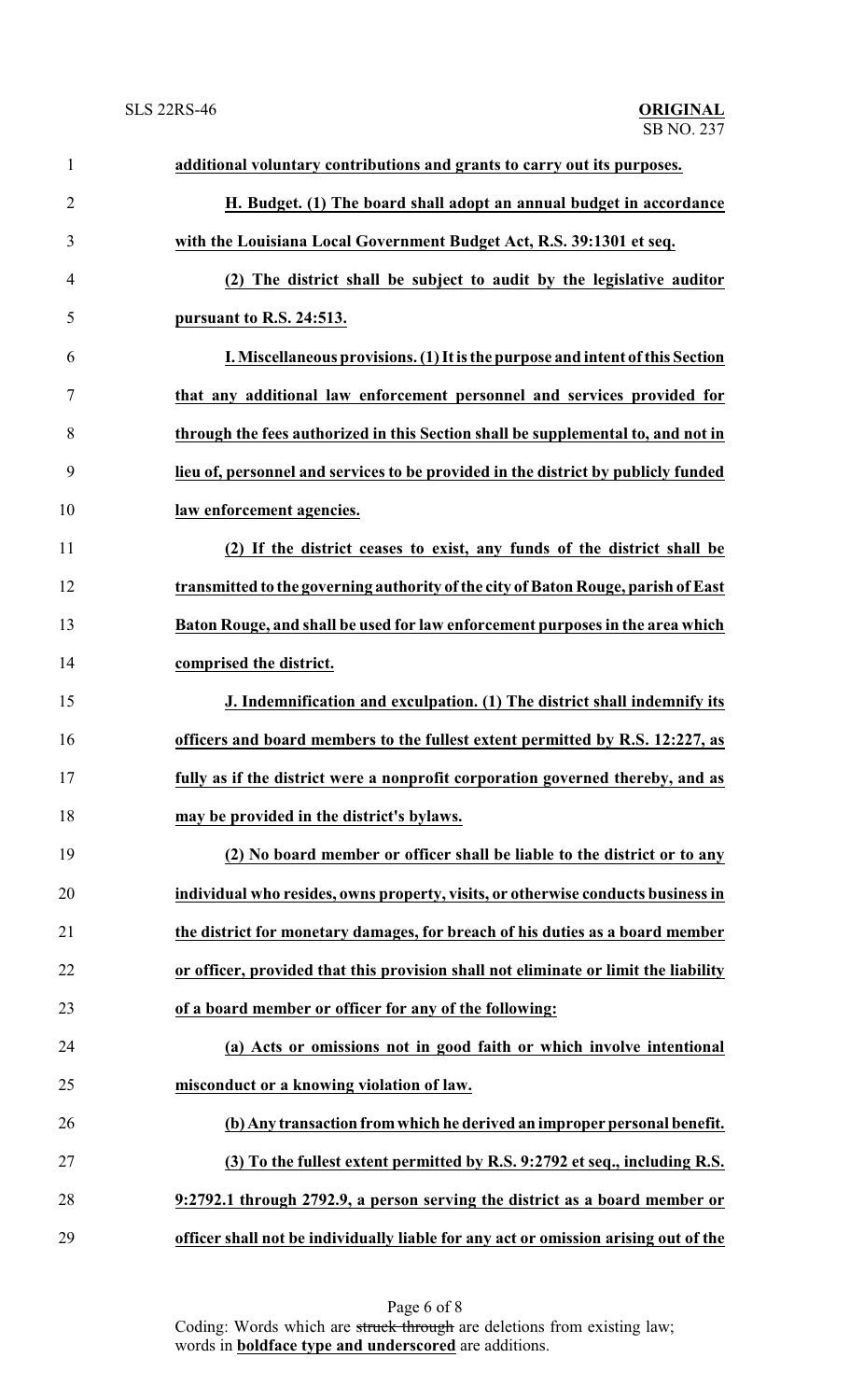**additional voluntary contributions and grants to carry out its purposes.**

**H. Budget. (1) The board shall adopt an annual budget in accordance with the Louisiana Local Government Budget Act, R.S. 39:1301 et seq.**

**(2) The district shall be subject to audit by the legislative auditor pursuant to R.S. 24:513.**

**I. Miscellaneous provisions. (1) It is the purpose and intent of this Section that any additional law enforcement personnel and services provided for through the fees authorized in this Section shall be supplemental to, and not in lieu of, personnel and services to be provided in the district by publicly funded law enforcement agencies.**

**(2) If the district ceases to exist, any funds of the district shall be transmitted to the governing authority of the city of Baton Rouge, parish of East Baton Rouge, and shall be used for law enforcement purposes in the area which comprised the district.**

**J. Indemnification and exculpation. (1) The district shall indemnify its officers and board members to the fullest extent permitted by R.S. 12:227, as fully as if the district were a nonprofit corporation governed thereby, and as may be provided in the district's bylaws.**

**(2) No board member or officer shall be liable to the district or to any individual who resides, owns property, visits, or otherwise conducts business in the district for monetary damages, for breach of his duties as a board member or officer, provided that this provision shall not eliminate or limit the liability of a board member or officer for any of the following:**

**(a) Acts or omissions not in good faith or which involve intentional misconduct or a knowing violation of law.**

**(b) Any transaction from which he derived an improper personal benefit.**

**(3) To the fullest extent permitted by R.S. 9:2792 et seq., including R.S. 9:2792.1 through 2792.9, a person serving the district as a board member or officer shall not be individually liable for any act or omission arising out of the**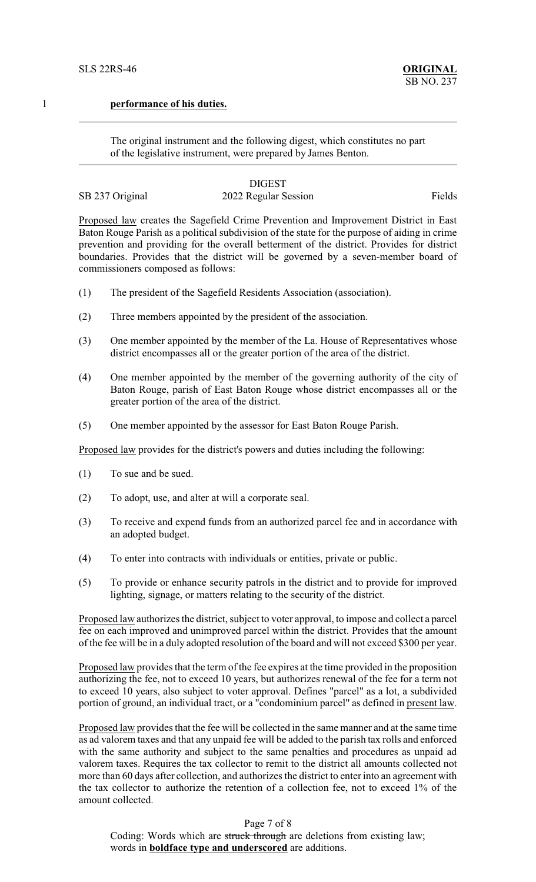**performance of his duties.**

The original instrument and the following digest, which constitutes no part of the legislative instrument, were prepared by James Benton.

DIGEST

SB 237 Original — 2022 Regular Session — Fields

Proposed law creates the Sagefield Crime Prevention and Improvement District in East Baton Rouge Parish as a political subdivision of the state for the purpose of aiding in crime prevention and providing for the overall betterment of the district. Provides for district boundaries. Provides that the district will be governed by a seven-member board of commissioners composed as follows:

(1) The president of the Sagefield Residents Association (association).

(2) Three members appointed by the president of the association.

(3) One member appointed by the member of the La. House of Representatives whose district encompasses all or the greater portion of the area of the district.

(4) One member appointed by the member of the governing authority of the city of Baton Rouge, parish of East Baton Rouge whose district encompasses all or the greater portion of the area of the district.

(5) One member appointed by the assessor for East Baton Rouge Parish.

Proposed law provides for the district's powers and duties including the following:

(1) To sue and be sued.

(2) To adopt, use, and alter at will a corporate seal.

(3) To receive and expend funds from an authorized parcel fee and in accordance with an adopted budget.

(4) To enter into contracts with individuals or entities, private or public.

(5) To provide or enhance security patrols in the district and to provide for improved lighting, signage, or matters relating to the security of the district.

Proposed law authorizes the district, subject to voter approval, to impose and collect a parcel fee on each improved and unimproved parcel within the district. Provides that the amount of the fee will be in a duly adopted resolution of the board and will not exceed $300 per year.

Proposed law provides that the term of the fee expires at the time provided in the proposition authorizing the fee, not to exceed 10 years, but authorizes renewal of the fee for a term not to exceed 10 years, also subject to voter approval. Defines "parcel" as a lot, a subdivided portion of ground, an individual tract, or a "condominium parcel" as defined in present law.

Proposed law provides that the fee will be collected in the same manner and at the same time as ad valorem taxes and that any unpaid fee will be added to the parish tax rolls and enforced with the same authority and subject to the same penalties and procedures as unpaid ad valorem taxes. Requires the tax collector to remit to the district all amounts collected not more than 60 days after collection, and authorizes the district to enter into an agreement with the tax collector to authorize the retention of a collection fee, not to exceed 1% of the amount collected.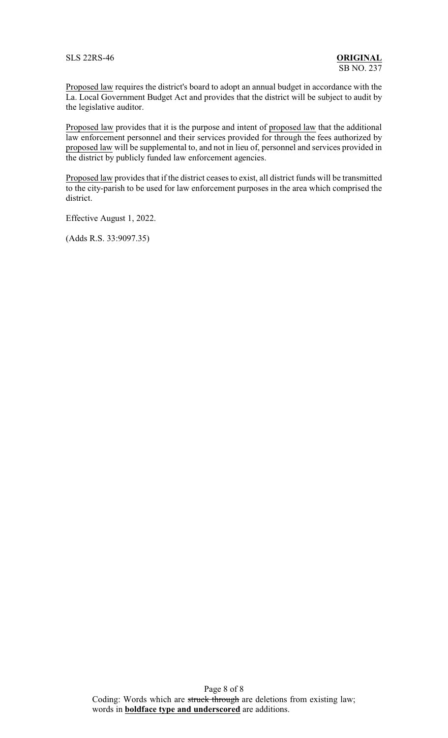Proposed law requires the district's board to adopt an annual budget in accordance with the La. Local Government Budget Act and provides that the district will be subject to audit by the legislative auditor.

Proposed law provides that it is the purpose and intent of proposed law that the additional law enforcement personnel and their services provided for through the fees authorized by proposed law will be supplemental to, and not in lieu of, personnel and services provided in the district by publicly funded law enforcement agencies.

Proposed law provides that if the district ceases to exist, all district funds will be transmitted to the city-parish to be used for law enforcement purposes in the area which comprised the district.

Effective August 1, 2022.

(Adds R.S. 33:9097.35)